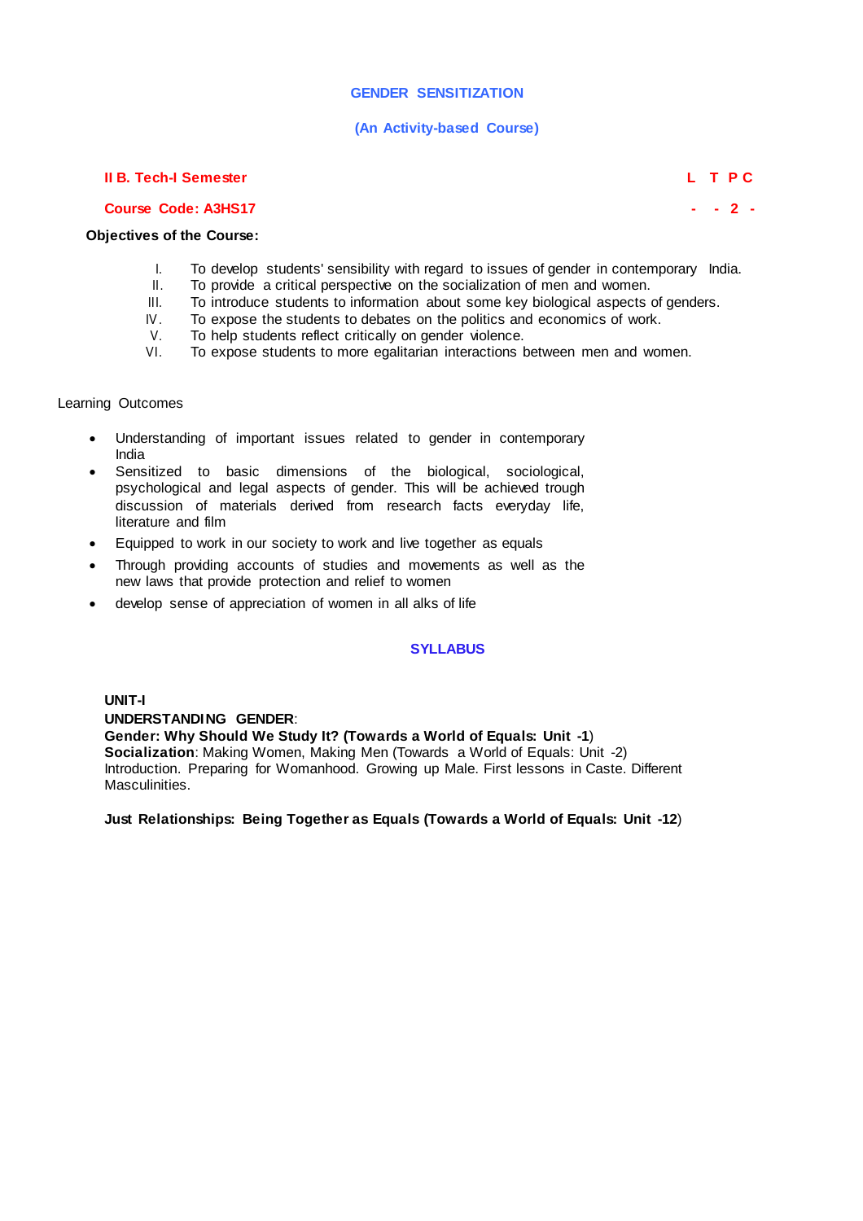# GENDER SENSITIZATION

## (An Activity-based Course)

| II B. Tech-I Semester | L | T | P | C |
|---|---|---|---|---|
| Course Code: A3HS17 | - | - | 2 | - |

**Objectives of the Course:**

I. To develop students' sensibility with regard to issues of gender in contemporary India.
II. To provide a critical perspective on the socialization of men and women.
III. To introduce students to information about some key biological aspects of genders.
IV. To expose the students to debates on the politics and economics of work.
V. To help students reflect critically on gender violence.
VI. To expose students to more egalitarian interactions between men and women.

Learning Outcomes

- Understanding of important issues related to gender in contemporary India
- Sensitized to basic dimensions of the biological, sociological, psychological and legal aspects of gender. This will be achieved trough discussion of materials derived from research facts everyday life, literature and film
- Equipped to work in our society to work and live together as equals
- Through providing accounts of studies and movements as well as the new laws that provide protection and relief to women
- develop sense of appreciation of women in all alks of life

## SYLLABUS

**UNIT-I**

**UNDERSTANDING GENDER**:

**Gender: Why Should We Study It? (Towards a World of Equals: Unit -1**)

**Socialization**: Making Women, Making Men (Towards a World of Equals: Unit -2)
Introduction. Preparing for Womanhood. Growing up Male. First lessons in Caste. Different Masculinities.

**Just Relationships: Being Together as Equals (Towards a World of Equals: Unit -12**)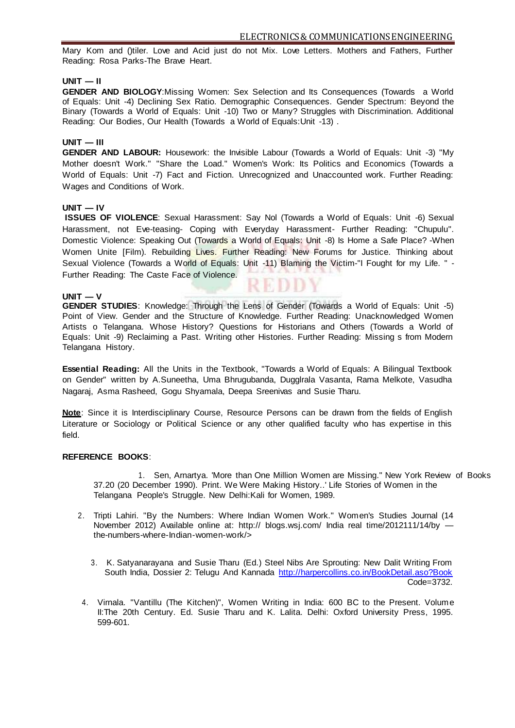Mary Kom and ()tiler. Love and Acid just do not Mix. Love Letters. Mothers and Fathers, Further Reading: Rosa Parks-The Brave Heart.

**UNIT — II**

**GENDER AND BIOLOGY**:Missing Women: Sex Selection and Its Consequences (Towards a World of Equals: Unit -4) Declining Sex Ratio. Demographic Consequences. Gender Spectrum: Beyond the Binary (Towards a World of Equals: Unit -10) Two or Many? Struggles with Discrimination. Additional Reading: Our Bodies, Our Health (Towards a World of Equals:Unit -13) .

**UNIT — III**

**GENDER AND LABOUR:** Housework: the Invisible Labour (Towards a World of Equals: Unit -3) "My Mother doesn't Work." "Share the Load." Women's Work: Its Politics and Economics (Towards a World of Equals: Unit -7) Fact and Fiction. Unrecognized and Unaccounted work. Further Reading: Wages and Conditions of Work.

**UNIT — IV**

**ISSUES OF VIOLENCE**: Sexual Harassment: Say Nol (Towards a World of Equals: Unit -6) Sexual Harassment, not Eve-teasing- Coping with Everyday Harassment- Further Reading: "Chupulu". Domestic Violence: Speaking Out (Towards a World of Equals: Unit -8) Is Home a Safe Place? -When Women Unite [Film). Rebuilding Lives. Further Reading: New Forums for Justice. Thinking about Sexual Violence (Towards a World of Equals: Unit -11) Blaming the Victim-"I Fought for my Life. " -Further Reading: The Caste Face of Violence.

**UNIT — V**

**GENDER STUDIES**: Knowledge: Through the Lens of Gender (Towards a World of Equals: Unit -5) Point of View. Gender and the Structure of Knowledge. Further Reading: Unacknowledged Women Artists o Telangana. Whose History? Questions for Historians and Others (Towards a World of Equals: Unit -9) Reclaiming a Past. Writing other Histories. Further Reading: Missing s from Modern Telangana History.

**Essential Reading:** All the Units in the Textbook, "Towards a World of Equals: A Bilingual Textbook on Gender" written by A.Suneetha, Uma Bhrugubanda, Duggl­rala Vasanta, Rama Melkote, Vasudha Nagaraj, Asma Rasheed, Gogu Shyamala, Deepa Sreenivas and Susie Tharu.

**Note**: Since it is Interdisciplinary Course, Resource Persons can be drawn from the fields of English Literature or Sociology or Political Science or any other qualified faculty who has expertise in this field.

**REFERENCE BOOKS**:

1. Sen, Arnartya. 'More than One Million Women are Missing." New York Review of Books 37.20 (20 December 1990). Print. We Were Making History..' Life Stories of Women in the Telangana People's Struggle. New Delhi:Kali for Women, 1989.
2. Tripti Lahiri. "By the Numbers: Where Indian Women Work." Women's Studies Journal (14 November 2012) Available online at: http:// blogs.wsj.com/ India real time/2012111/14/by — the-numbers-where-Indian-women-work/>
3. K. Satyanarayana and Susie Tharu (Ed.) Steel Nibs Are Sprouting: New Dalit Writing From South India, Dossier 2: Telugu And Kannada http://harpercollins.co.in/BookDetail.aso?Book Code=3732.
4. Virnala. "Vantillu (The Kitchen)", Women Writing in India: 600 BC to the Present. Volume II:The 20th Century. Ed. Susie Tharu and K. Lalita. Delhi: Oxford University Press, 1995. 599-601.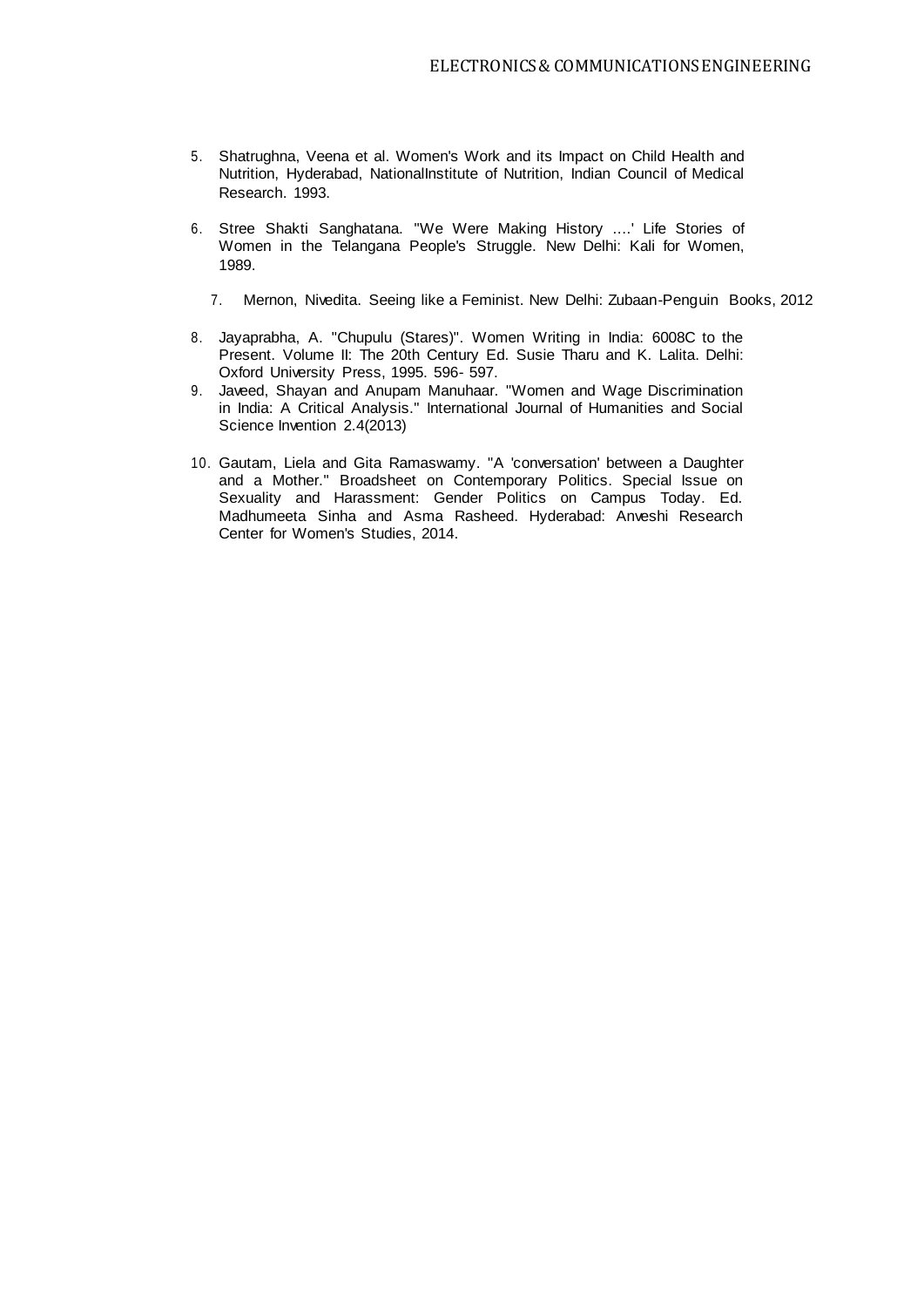5. Shatrughna, Veena et al. Women's Work and its Impact on Child Health and Nutrition, Hyderabad, NationalInstitute of Nutrition, Indian Council of Medical Research. 1993.

6. Stree Shakti Sanghatana. "We Were Making History ....' Life Stories of Women in the Telangana People's Struggle. New Delhi: Kali for Women, 1989.

7. Mernon, Nivedita. Seeing like a Feminist. New Delhi: Zubaan-Penguin Books, 2012

8. Jayaprabha, A. "Chupulu (Stares)". Women Writing in India: 6008C to the Present. Volume II: The 20th Century Ed. Susie Tharu and K. Lalita. Delhi: Oxford University Press, 1995. 596- 597.
9. Javeed, Shayan and Anupam Manuhaar. "Women and Wage Discrimination in India: A Critical Analysis." International Journal of Humanities and Social Science Invention 2.4(2013)

10. Gautam, Liela and Gita Ramaswamy. "A 'conversation' between a Daughter and a Mother." Broadsheet on Contemporary Politics. Special Issue on Sexuality and Harassment: Gender Politics on Campus Today. Ed. Madhumeeta Sinha and Asma Rasheed. Hyderabad: Anveshi Research Center for Women's Studies, 2014.